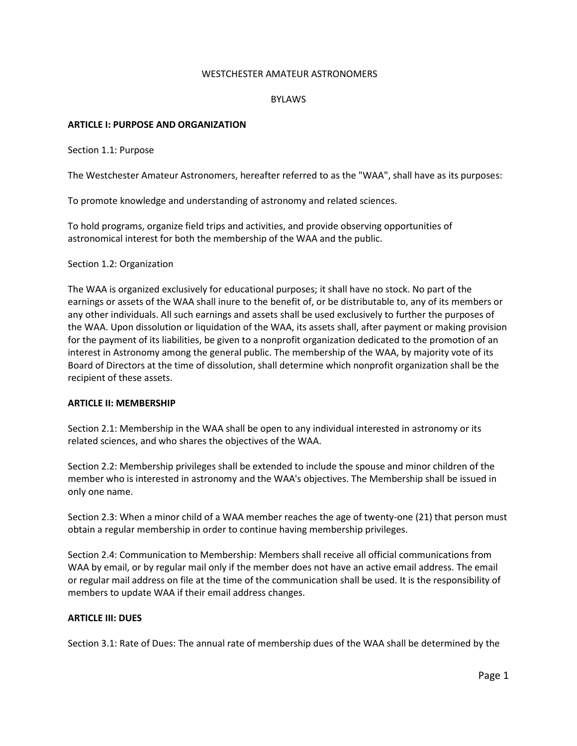# WESTCHESTER AMATEUR ASTRONOMERS

## BYLAWS

### ARTICLE I: PURPOSE AND ORGANIZATION

Section 1.1: Purpose

The Westchester Amateur Astronomers, hereafter referred to as the "WAA", shall have as its purposes:

To promote knowledge and understanding of astronomy and related sciences.

To hold programs, organize field trips and activities, and provide observing opportunities of astronomical interest for both the membership of the WAA and the public.

Section 1.2: Organization

The WAA is organized exclusively for educational purposes; it shall have no stock. No part of the earnings or assets of the WAA shall inure to the benefit of, or be distributable to, any of its members or any other individuals. All such earnings and assets shall be used exclusively to further the purposes of the WAA. Upon dissolution or liquidation of the WAA, its assets shall, after payment or making provision for the payment of its liabilities, be given to a nonprofit organization dedicated to the promotion of an interest in Astronomy among the general public. The membership of the WAA, by majority vote of its Board of Directors at the time of dissolution, shall determine which nonprofit organization shall be the recipient of these assets.

### ARTICLE II: MEMBERSHIP

Section 2.1: Membership in the WAA shall be open to any individual interested in astronomy or its related sciences, and who shares the objectives of the WAA.

Section 2.2: Membership privileges shall be extended to include the spouse and minor children of the member who is interested in astronomy and the WAA's objectives. The Membership shall be issued in only one name.

Section 2.3: When a minor child of a WAA member reaches the age of twenty-one (21) that person must obtain a regular membership in order to continue having membership privileges.

Section 2.4: Communication to Membership: Members shall receive all official communications from WAA by email, or by regular mail only if the member does not have an active email address. The email or regular mail address on file at the time of the communication shall be used. It is the responsibility of members to update WAA if their email address changes.

### ARTICLE III: DUES

Section 3.1: Rate of Dues: The annual rate of membership dues of the WAA shall be determined by the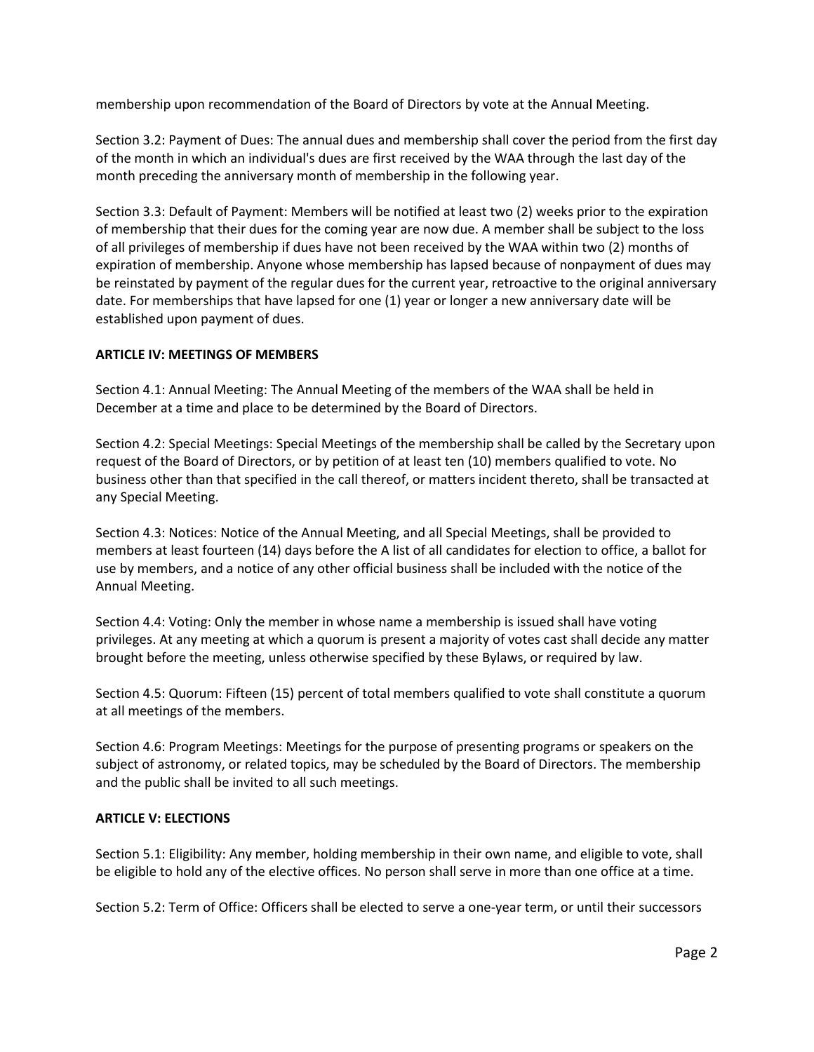membership upon recommendation of the Board of Directors by vote at the Annual Meeting.

Section 3.2: Payment of Dues: The annual dues and membership shall cover the period from the first day of the month in which an individual's dues are first received by the WAA through the last day of the month preceding the anniversary month of membership in the following year.

Section 3.3: Default of Payment: Members will be notified at least two (2) weeks prior to the expiration of membership that their dues for the coming year are now due. A member shall be subject to the loss of all privileges of membership if dues have not been received by the WAA within two (2) months of expiration of membership. Anyone whose membership has lapsed because of nonpayment of dues may be reinstated by payment of the regular dues for the current year, retroactive to the original anniversary date. For memberships that have lapsed for one (1) year or longer a new anniversary date will be established upon payment of dues.

**ARTICLE IV: MEETINGS OF MEMBERS**

Section 4.1: Annual Meeting: The Annual Meeting of the members of the WAA shall be held in December at a time and place to be determined by the Board of Directors.

Section 4.2: Special Meetings: Special Meetings of the membership shall be called by the Secretary upon request of the Board of Directors, or by petition of at least ten (10) members qualified to vote. No business other than that specified in the call thereof, or matters incident thereto, shall be transacted at any Special Meeting.

Section 4.3: Notices: Notice of the Annual Meeting, and all Special Meetings, shall be provided to members at least fourteen (14) days before the A list of all candidates for election to office, a ballot for use by members, and a notice of any other official business shall be included with the notice of the Annual Meeting.

Section 4.4: Voting: Only the member in whose name a membership is issued shall have voting privileges. At any meeting at which a quorum is present a majority of votes cast shall decide any matter brought before the meeting, unless otherwise specified by these Bylaws, or required by law.

Section 4.5: Quorum: Fifteen (15) percent of total members qualified to vote shall constitute a quorum at all meetings of the members.

Section 4.6: Program Meetings: Meetings for the purpose of presenting programs or speakers on the subject of astronomy, or related topics, may be scheduled by the Board of Directors. The membership and the public shall be invited to all such meetings.

**ARTICLE V: ELECTIONS**

Section 5.1: Eligibility: Any member, holding membership in their own name, and eligible to vote, shall be eligible to hold any of the elective offices. No person shall serve in more than one office at a time.

Section 5.2: Term of Office: Officers shall be elected to serve a one-year term, or until their successors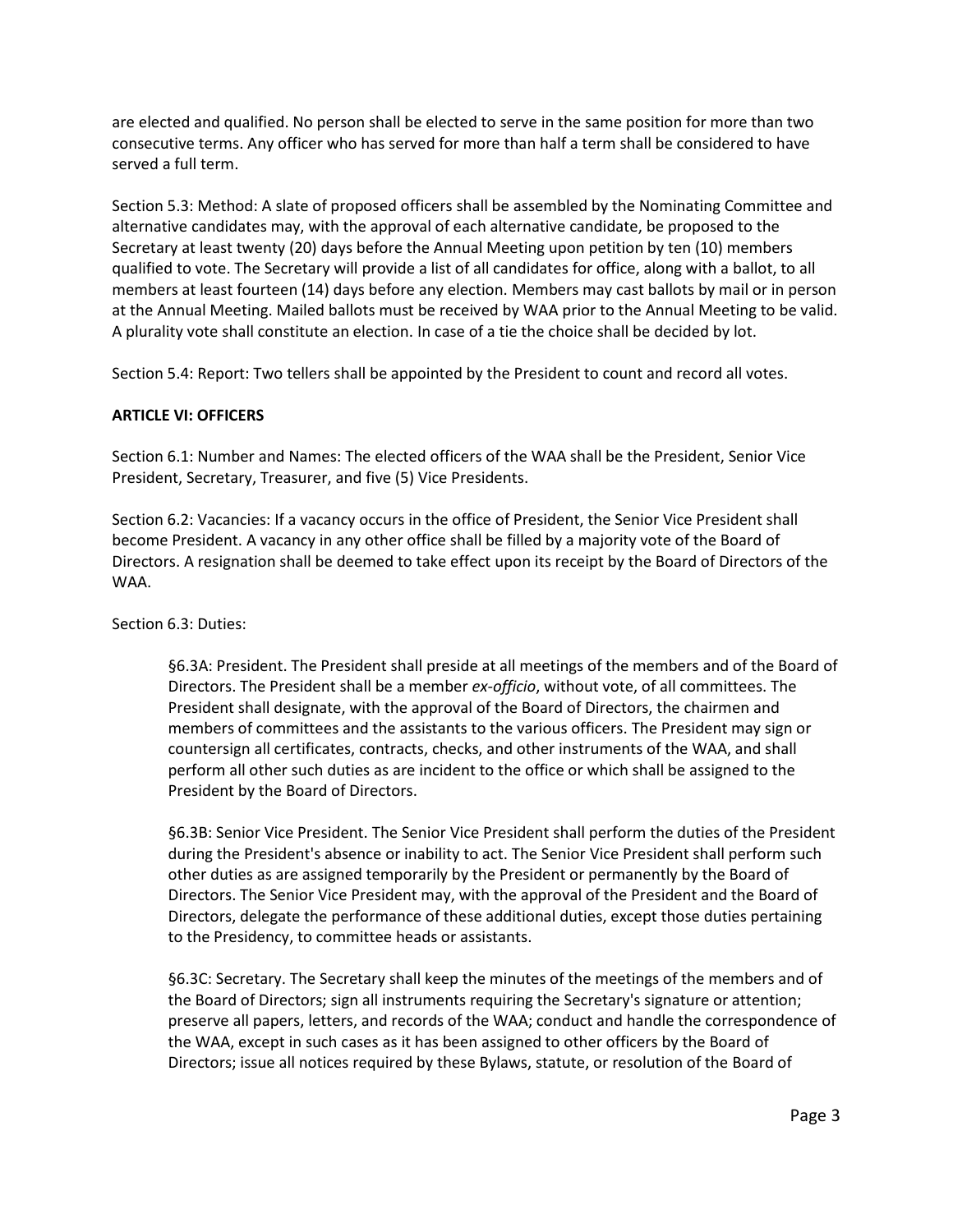are elected and qualified. No person shall be elected to serve in the same position for more than two consecutive terms. Any officer who has served for more than half a term shall be considered to have served a full term.

Section 5.3: Method: A slate of proposed officers shall be assembled by the Nominating Committee and alternative candidates may, with the approval of each alternative candidate, be proposed to the Secretary at least twenty (20) days before the Annual Meeting upon petition by ten (10) members qualified to vote. The Secretary will provide a list of all candidates for office, along with a ballot, to all members at least fourteen (14) days before any election. Members may cast ballots by mail or in person at the Annual Meeting. Mailed ballots must be received by WAA prior to the Annual Meeting to be valid. A plurality vote shall constitute an election. In case of a tie the choice shall be decided by lot.

Section 5.4: Report: Two tellers shall be appointed by the President to count and record all votes.

**ARTICLE VI: OFFICERS**

Section 6.1: Number and Names: The elected officers of the WAA shall be the President, Senior Vice President, Secretary, Treasurer, and five (5) Vice Presidents.

Section 6.2: Vacancies: If a vacancy occurs in the office of President, the Senior Vice President shall become President. A vacancy in any other office shall be filled by a majority vote of the Board of Directors. A resignation shall be deemed to take effect upon its receipt by the Board of Directors of the WAA.

Section 6.3: Duties:

§6.3A: President. The President shall preside at all meetings of the members and of the Board of Directors. The President shall be a member *ex-officio*, without vote, of all committees. The President shall designate, with the approval of the Board of Directors, the chairmen and members of committees and the assistants to the various officers. The President may sign or countersign all certificates, contracts, checks, and other instruments of the WAA, and shall perform all other such duties as are incident to the office or which shall be assigned to the President by the Board of Directors.

§6.3B: Senior Vice President. The Senior Vice President shall perform the duties of the President during the President's absence or inability to act. The Senior Vice President shall perform such other duties as are assigned temporarily by the President or permanently by the Board of Directors. The Senior Vice President may, with the approval of the President and the Board of Directors, delegate the performance of these additional duties, except those duties pertaining to the Presidency, to committee heads or assistants.

§6.3C: Secretary. The Secretary shall keep the minutes of the meetings of the members and of the Board of Directors; sign all instruments requiring the Secretary's signature or attention; preserve all papers, letters, and records of the WAA; conduct and handle the correspondence of the WAA, except in such cases as it has been assigned to other officers by the Board of Directors; issue all notices required by these Bylaws, statute, or resolution of the Board of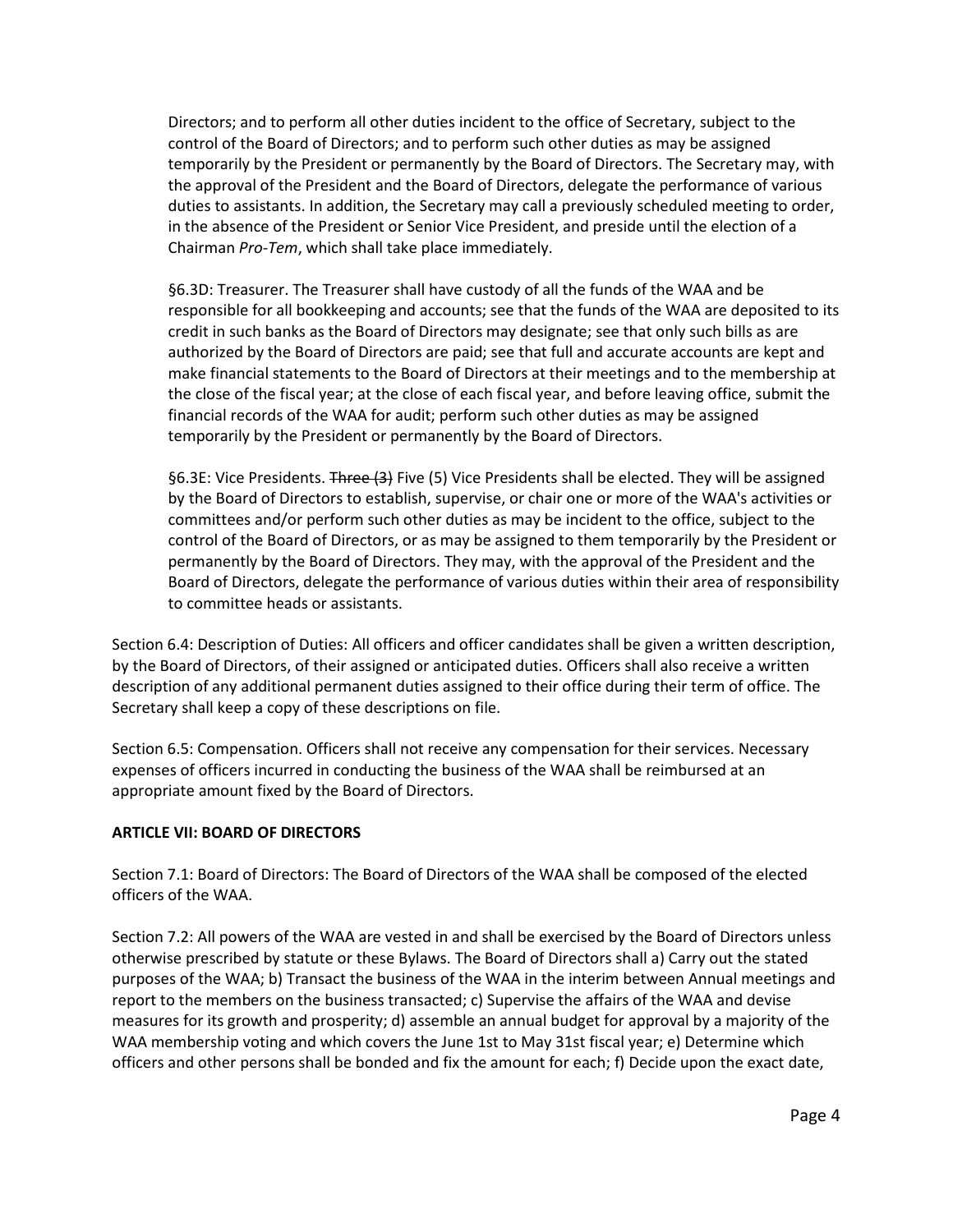Directors; and to perform all other duties incident to the office of Secretary, subject to the control of the Board of Directors; and to perform such other duties as may be assigned temporarily by the President or permanently by the Board of Directors. The Secretary may, with the approval of the President and the Board of Directors, delegate the performance of various duties to assistants. In addition, the Secretary may call a previously scheduled meeting to order, in the absence of the President or Senior Vice President, and preside until the election of a Chairman *Pro-Tem*, which shall take place immediately.

§6.3D: Treasurer. The Treasurer shall have custody of all the funds of the WAA and be responsible for all bookkeeping and accounts; see that the funds of the WAA are deposited to its credit in such banks as the Board of Directors may designate; see that only such bills as are authorized by the Board of Directors are paid; see that full and accurate accounts are kept and make financial statements to the Board of Directors at their meetings and to the membership at the close of the fiscal year; at the close of each fiscal year, and before leaving office, submit the financial records of the WAA for audit; perform such other duties as may be assigned temporarily by the President or permanently by the Board of Directors.

§6.3E: Vice Presidents. ~~Three (3)~~ Five (5) Vice Presidents shall be elected. They will be assigned by the Board of Directors to establish, supervise, or chair one or more of the WAA's activities or committees and/or perform such other duties as may be incident to the office, subject to the control of the Board of Directors, or as may be assigned to them temporarily by the President or permanently by the Board of Directors. They may, with the approval of the President and the Board of Directors, delegate the performance of various duties within their area of responsibility to committee heads or assistants.

Section 6.4: Description of Duties: All officers and officer candidates shall be given a written description, by the Board of Directors, of their assigned or anticipated duties. Officers shall also receive a written description of any additional permanent duties assigned to their office during their term of office. The Secretary shall keep a copy of these descriptions on file.

Section 6.5: Compensation. Officers shall not receive any compensation for their services. Necessary expenses of officers incurred in conducting the business of the WAA shall be reimbursed at an appropriate amount fixed by the Board of Directors.

**ARTICLE VII: BOARD OF DIRECTORS**

Section 7.1: Board of Directors: The Board of Directors of the WAA shall be composed of the elected officers of the WAA.

Section 7.2: All powers of the WAA are vested in and shall be exercised by the Board of Directors unless otherwise prescribed by statute or these Bylaws. The Board of Directors shall a) Carry out the stated purposes of the WAA; b) Transact the business of the WAA in the interim between Annual meetings and report to the members on the business transacted; c) Supervise the affairs of the WAA and devise measures for its growth and prosperity; d) assemble an annual budget for approval by a majority of the WAA membership voting and which covers the June 1st to May 31st fiscal year; e) Determine which officers and other persons shall be bonded and fix the amount for each; f) Decide upon the exact date,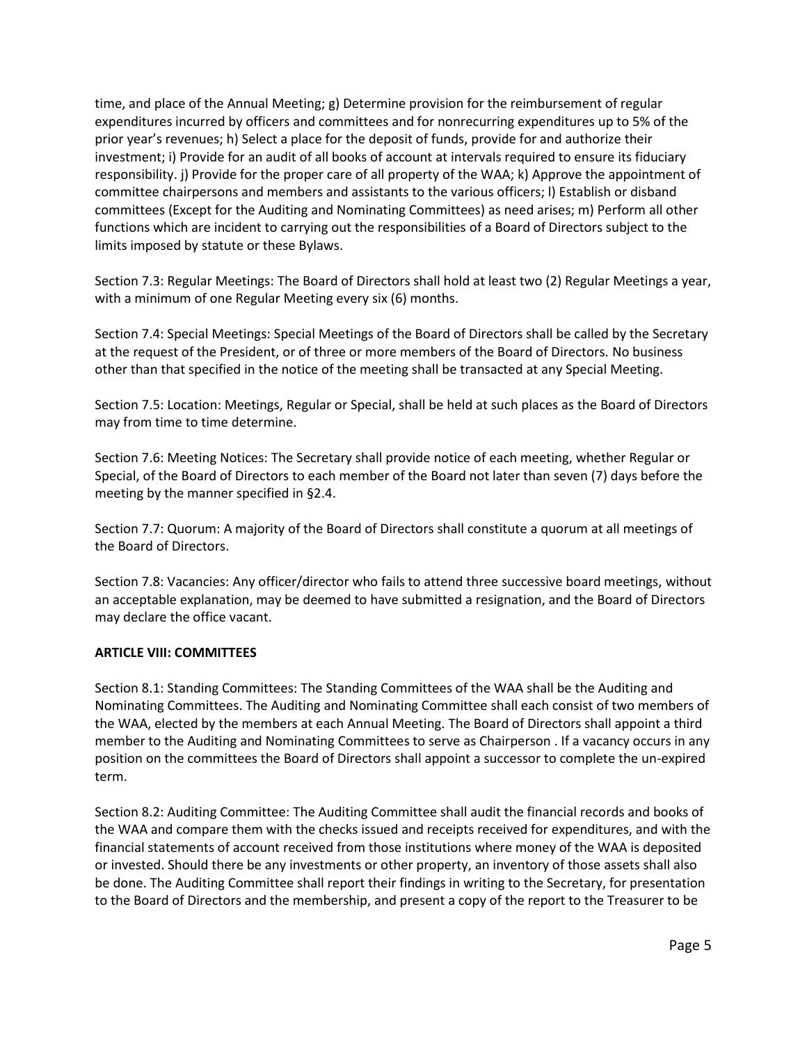time, and place of the Annual Meeting; g) Determine provision for the reimbursement of regular expenditures incurred by officers and committees and for nonrecurring expenditures up to 5% of the prior year's revenues; h) Select a place for the deposit of funds, provide for and authorize their investment; i) Provide for an audit of all books of account at intervals required to ensure its fiduciary responsibility. j) Provide for the proper care of all property of the WAA; k) Approve the appointment of committee chairpersons and members and assistants to the various officers; l) Establish or disband committees (Except for the Auditing and Nominating Committees) as need arises; m) Perform all other functions which are incident to carrying out the responsibilities of a Board of Directors subject to the limits imposed by statute or these Bylaws.

Section 7.3: Regular Meetings: The Board of Directors shall hold at least two (2) Regular Meetings a year, with a minimum of one Regular Meeting every six (6) months.

Section 7.4: Special Meetings: Special Meetings of the Board of Directors shall be called by the Secretary at the request of the President, or of three or more members of the Board of Directors. No business other than that specified in the notice of the meeting shall be transacted at any Special Meeting.

Section 7.5: Location: Meetings, Regular or Special, shall be held at such places as the Board of Directors may from time to time determine.

Section 7.6: Meeting Notices: The Secretary shall provide notice of each meeting, whether Regular or Special, of the Board of Directors to each member of the Board not later than seven (7) days before the meeting by the manner specified in §2.4.

Section 7.7: Quorum: A majority of the Board of Directors shall constitute a quorum at all meetings of the Board of Directors.

Section 7.8: Vacancies: Any officer/director who fails to attend three successive board meetings, without an acceptable explanation, may be deemed to have submitted a resignation, and the Board of Directors may declare the office vacant.

**ARTICLE VIII: COMMITTEES**

Section 8.1: Standing Committees: The Standing Committees of the WAA shall be the Auditing and Nominating Committees. The Auditing and Nominating Committee shall each consist of two members of the WAA, elected by the members at each Annual Meeting. The Board of Directors shall appoint a third member to the Auditing and Nominating Committees to serve as Chairperson . If a vacancy occurs in any position on the committees the Board of Directors shall appoint a successor to complete the un-expired term.

Section 8.2: Auditing Committee: The Auditing Committee shall audit the financial records and books of the WAA and compare them with the checks issued and receipts received for expenditures, and with the financial statements of account received from those institutions where money of the WAA is deposited or invested. Should there be any investments or other property, an inventory of those assets shall also be done. The Auditing Committee shall report their findings in writing to the Secretary, for presentation to the Board of Directors and the membership, and present a copy of the report to the Treasurer to be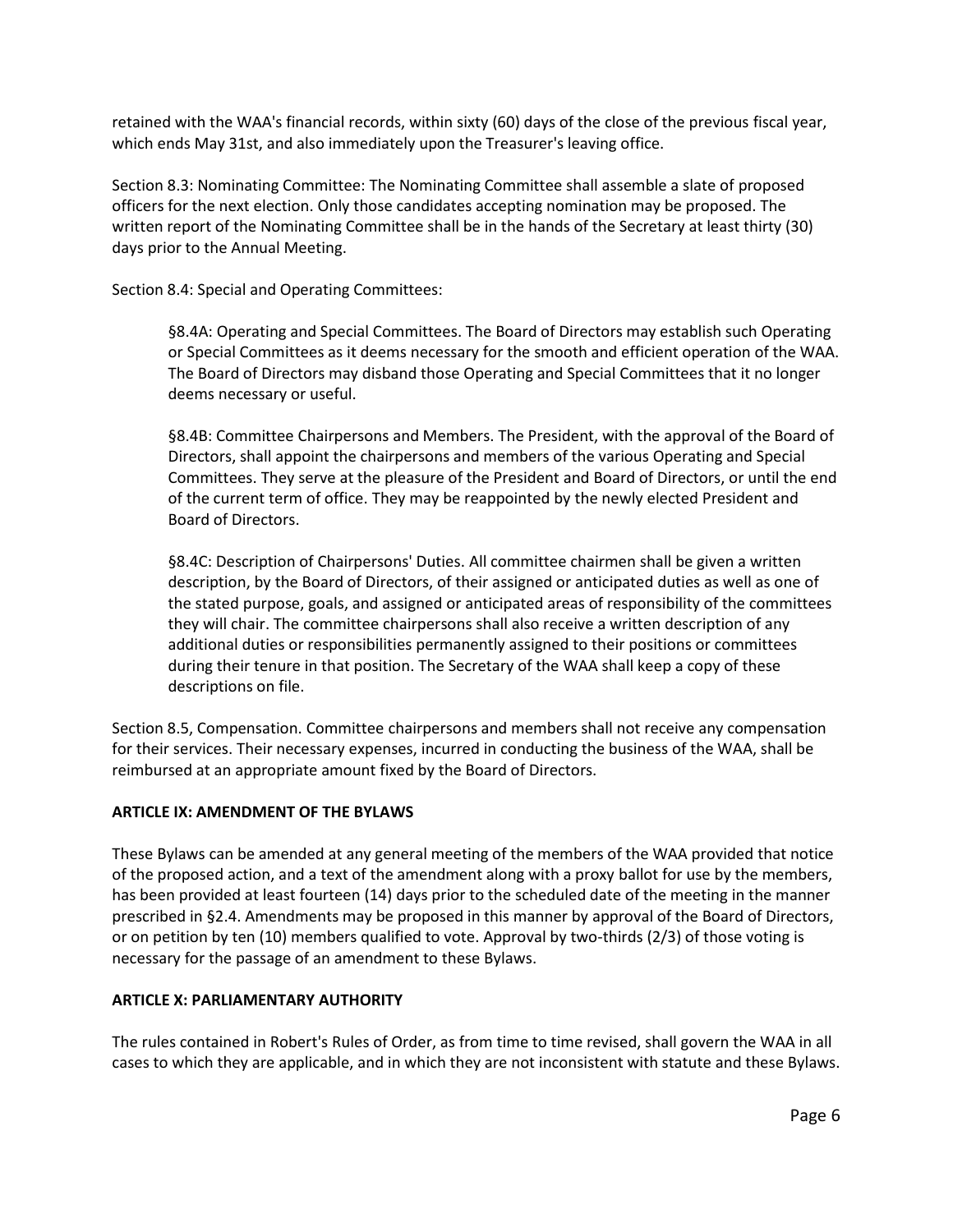retained with the WAA's financial records, within sixty (60) days of the close of the previous fiscal year, which ends May 31st, and also immediately upon the Treasurer's leaving office.

Section 8.3: Nominating Committee: The Nominating Committee shall assemble a slate of proposed officers for the next election. Only those candidates accepting nomination may be proposed. The written report of the Nominating Committee shall be in the hands of the Secretary at least thirty (30) days prior to the Annual Meeting.

Section 8.4: Special and Operating Committees:

> §8.4A: Operating and Special Committees. The Board of Directors may establish such Operating or Special Committees as it deems necessary for the smooth and efficient operation of the WAA. The Board of Directors may disband those Operating and Special Committees that it no longer deems necessary or useful.
>
> §8.4B: Committee Chairpersons and Members. The President, with the approval of the Board of Directors, shall appoint the chairpersons and members of the various Operating and Special Committees. They serve at the pleasure of the President and Board of Directors, or until the end of the current term of office. They may be reappointed by the newly elected President and Board of Directors.
>
> §8.4C: Description of Chairpersons' Duties. All committee chairmen shall be given a written description, by the Board of Directors, of their assigned or anticipated duties as well as one of the stated purpose, goals, and assigned or anticipated areas of responsibility of the committees they will chair. The committee chairpersons shall also receive a written description of any additional duties or responsibilities permanently assigned to their positions or committees during their tenure in that position. The Secretary of the WAA shall keep a copy of these descriptions on file.

Section 8.5, Compensation. Committee chairpersons and members shall not receive any compensation for their services. Their necessary expenses, incurred in conducting the business of the WAA, shall be reimbursed at an appropriate amount fixed by the Board of Directors.

## ARTICLE IX: AMENDMENT OF THE BYLAWS

These Bylaws can be amended at any general meeting of the members of the WAA provided that notice of the proposed action, and a text of the amendment along with a proxy ballot for use by the members, has been provided at least fourteen (14) days prior to the scheduled date of the meeting in the manner prescribed in §2.4. Amendments may be proposed in this manner by approval of the Board of Directors, or on petition by ten (10) members qualified to vote. Approval by two-thirds (2/3) of those voting is necessary for the passage of an amendment to these Bylaws.

## ARTICLE X: PARLIAMENTARY AUTHORITY

The rules contained in Robert's Rules of Order, as from time to time revised, shall govern the WAA in all cases to which they are applicable, and in which they are not inconsistent with statute and these Bylaws.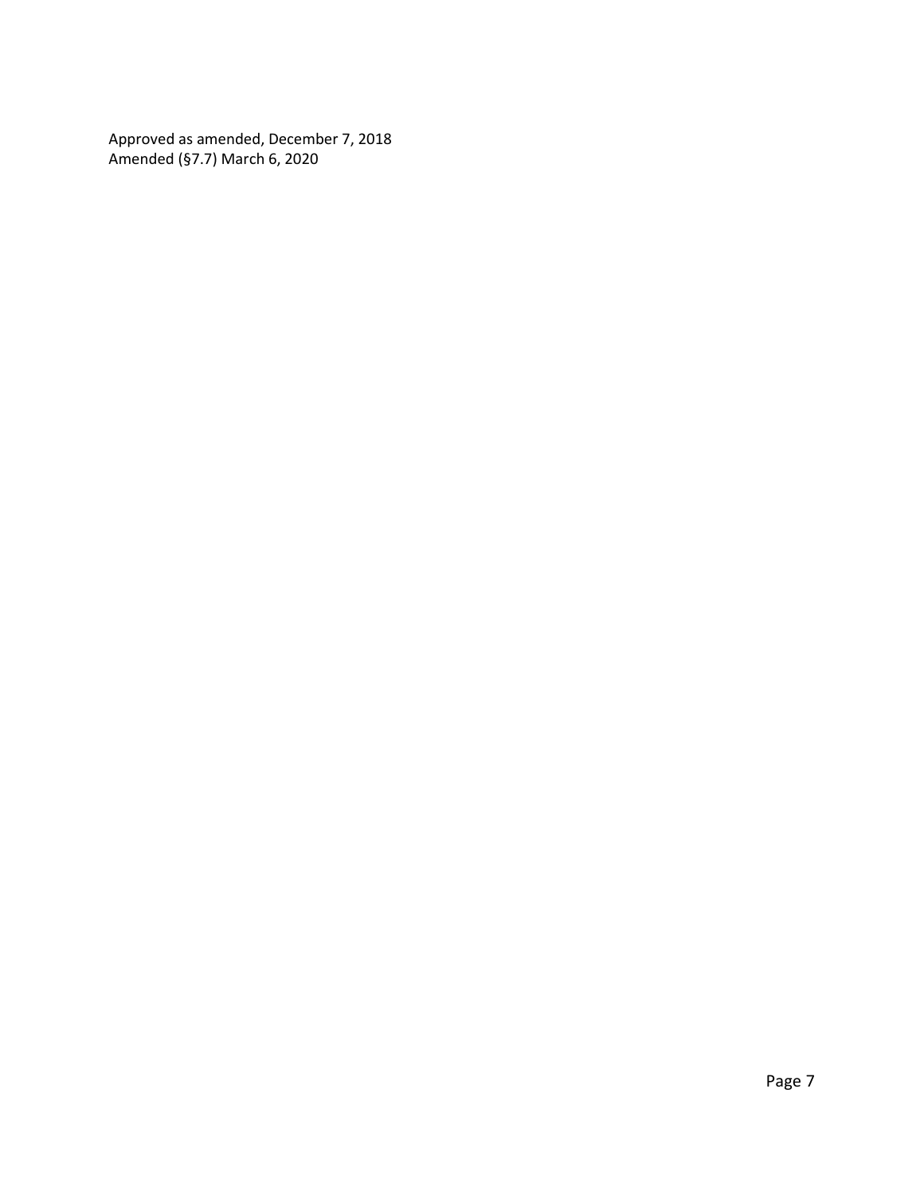Approved as amended, December 7, 2018
Amended (§7.7) March 6, 2020